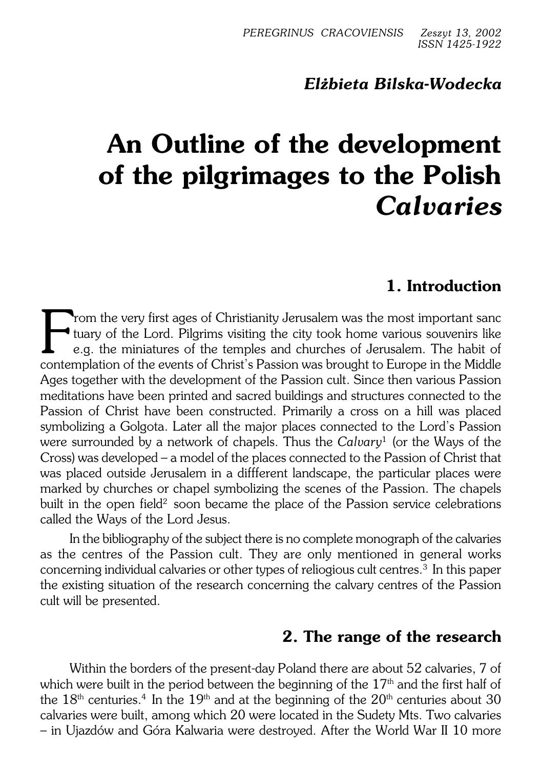*Elżbieta Bilska-Wodecka*

# An Outline of the development of the pilgrimages to the Polish *Calvaries*

## 1. Introduction

From the very first ages of Christianity Jerusalem was the most important sanctuary of the Lord. Pilgrims visiting the city took home various souvenirs like e.g. the miniatures of the temples and churches of Jerusalem. The habit of contemplation of the events of Christ's Passion was brought to Europe in the Middle Ages together with the development of the Passion cult. Since then various Passion meditations have been printed and sacred buildings and structures connected to the Passion of Christ have been constructed. Primarily a cross on a hill was placed symbolizing a Golgota. Later all the major places connected to the Lord's Passion were surrounded by a network of chapels. Thus the *Calvary*[1] (or the Ways of the Cross) was developed – a model of the places connected to the Passion of Christ that was placed outside Jerusalem in a diffferent landscape, the particular places were marked by churches or chapel symbolizing the scenes of the Passion. The chapels built in the open field[2] soon became the place of the Passion service celebrations called the Ways of the Lord Jesus.

In the bibliography of the subject there is no complete monograph of the calvaries as the centres of the Passion cult. They are only mentioned in general works concerning individual calvaries or other types of reliogious cult centres.[3] In this paper the existing situation of the research concerning the calvary centres of the Passion cult will be presented.

## 2. The range of the research

Within the borders of the present-day Poland there are about 52 calvaries, 7 of which were built in the period between the beginning of the 17th and the first half of the 18th centuries.[4] In the 19th and at the beginning of the 20th centuries about 30 calvaries were built, among which 20 were located in the Sudety Mts. Two calvaries – in Ujazdów and Góra Kalwaria were destroyed. After the World War II 10 more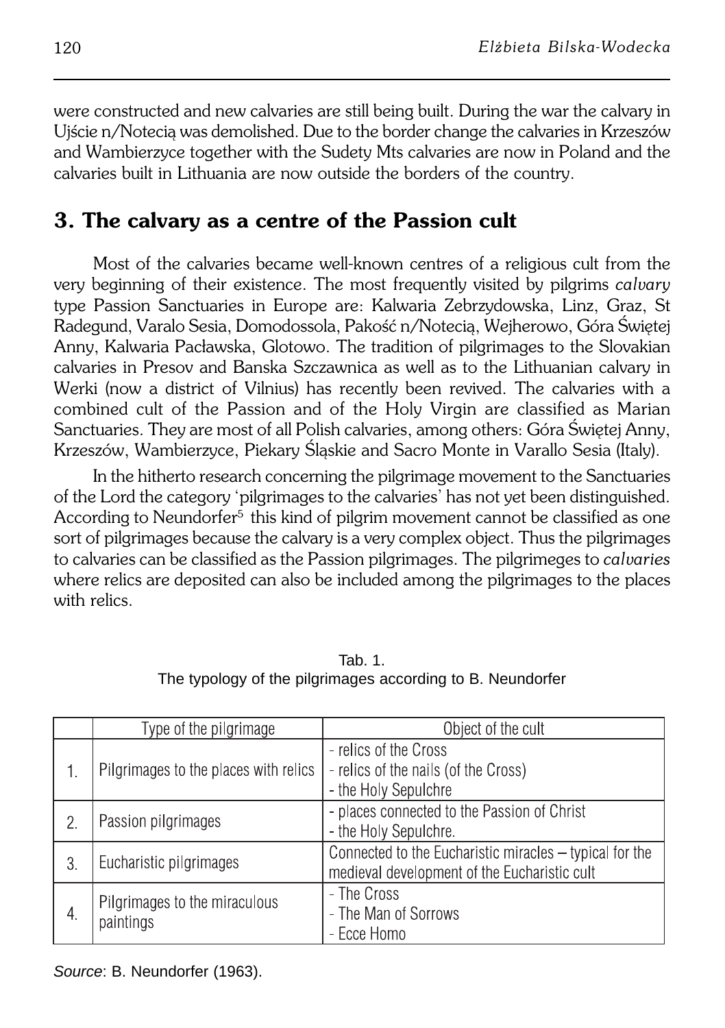were constructed and new calvaries are still being built. During the war the calvary in Ujście n/Notecią was demolished. Due to the border change the calvaries in Krzeszów and Wambierzyce together with the Sudety Mts calvaries are now in Poland and the calvaries built in Lithuania are now outside the borders of the country.

## 3. The calvary as a centre of the Passion cult

Most of the calvaries became well-known centres of a religious cult from the very beginning of their existence. The most frequently visited by pilgrims *calvary* type Passion Sanctuaries in Europe are: Kalwaria Zebrzydowska, Linz, Graz, St Radegund, Varalo Sesia, Domodossola, Pakość n/Notecią, Wejherowo, Góra Świętej Anny, Kalwaria Pacławska, Glotowo. The tradition of pilgrimages to the Slovakian calvaries in Presov and Banska Szczawnica as well as to the Lithuanian calvary in Werki (now a district of Vilnius) has recently been revived. The calvaries with a combined cult of the Passion and of the Holy Virgin are classified as Marian Sanctuaries. They are most of all Polish calvaries, among others: Góra Świętej Anny, Krzeszów, Wambierzyce, Piekary Śląskie and Sacro Monte in Varallo Sesia (Italy).

In the hitherto research concerning the pilgrimage movement to the Sanctuaries of the Lord the category 'pilgrimages to the calvaries' has not yet been distinguished. According to Neundorfer[5] this kind of pilgrim movement cannot be classified as one sort of pilgrimages because the calvary is a very complex object. Thus the pilgrimages to calvaries can be classified as the Passion pilgrimages. The pilgrimeges to *calvaries* where relics are deposited can also be included among the pilgrimages to the places with relics.

Tab. 1.
The typology of the pilgrimages according to B. Neundorfer

| | Type of the pilgrimage | Object of the cult |
|---|---|---|
| 1. | Pilgrimages to the places with relics | - relics of the Cross<br>- relics of the nails (of the Cross)<br>- the Holy Sepulchre |
| 2. | Passion pilgrimages | - places connected to the Passion of Christ<br>- the Holy Sepulchre. |
| 3. | Eucharistic pilgrimages | Connected to the Eucharistic miracles – typical for the medieval development of the Eucharistic cult |
| 4. | Pilgrimages to the miraculous paintings | - The Cross<br>- The Man of Sorrows<br>- Ecce Homo |

*Source*: B. Neundorfer (1963).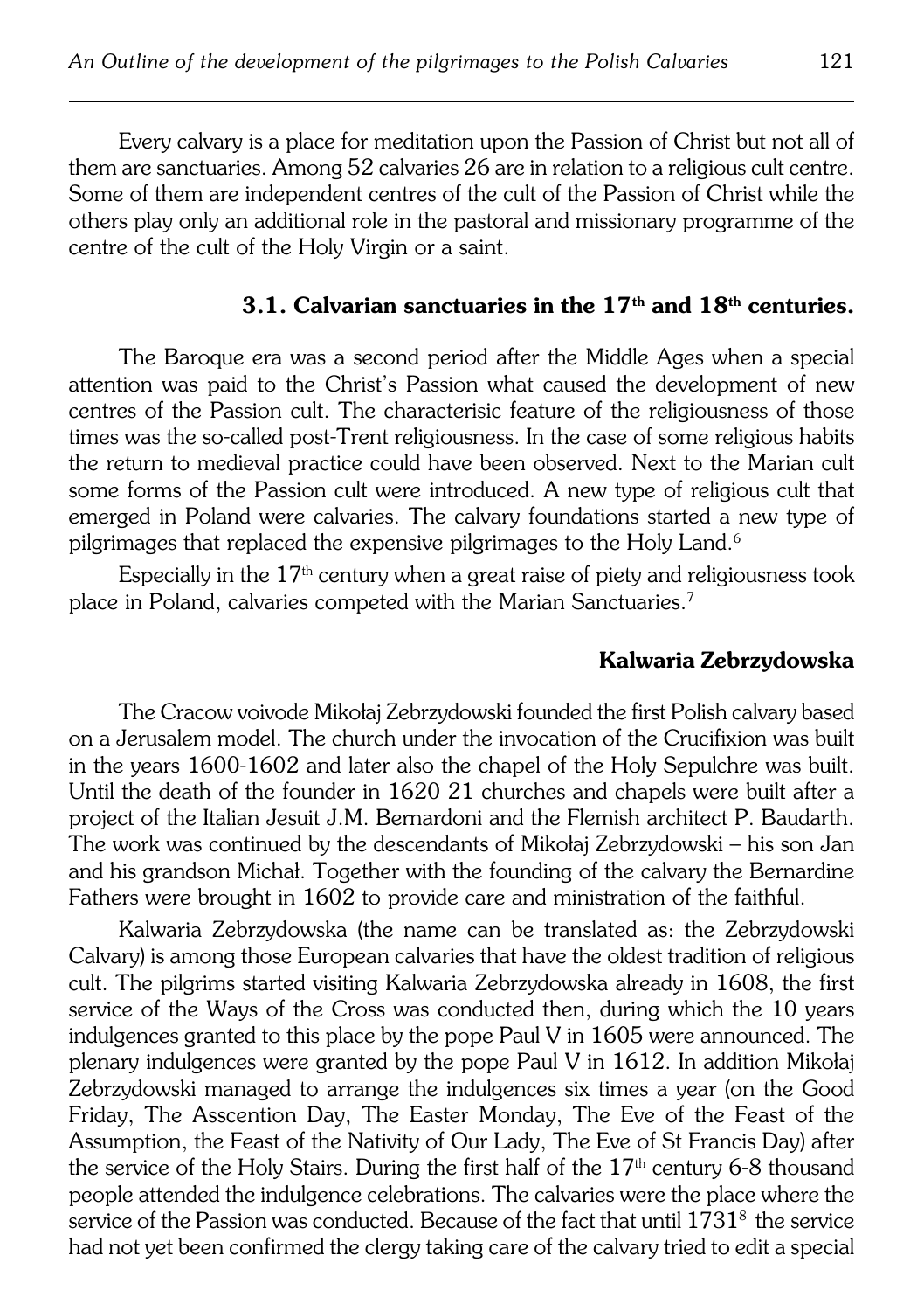Every calvary is a place for meditation upon the Passion of Christ but not all of them are sanctuaries. Among 52 calvaries 26 are in relation to a religious cult centre. Some of them are independent centres of the cult of the Passion of Christ while the others play only an additional role in the pastoral and missionary programme of the centre of the cult of the Holy Virgin or a saint.

### 3.1. Calvarian sanctuaries in the 17th and 18th centuries.

The Baroque era was a second period after the Middle Ages when a special attention was paid to the Christ's Passion what caused the development of new centres of the Passion cult. The characterisic feature of the religiousness of those times was the so-called post-Trent religiousness. In the case of some religious habits the return to medieval practice could have been observed. Next to the Marian cult some forms of the Passion cult were introduced. A new type of religious cult that emerged in Poland were calvaries. The calvary foundations started a new type of pilgrimages that replaced the expensive pilgrimages to the Holy Land.[6]

Especially in the 17th century when a great raise of piety and religiousness took place in Poland, calvaries competed with the Marian Sanctuaries.[7]

#### Kalwaria Zebrzydowska

The Cracow voivode Mikołaj Zebrzydowski founded the first Polish calvary based on a Jerusalem model. The church under the invocation of the Crucifixion was built in the years 1600-1602 and later also the chapel of the Holy Sepulchre was built. Until the death of the founder in 1620 21 churches and chapels were built after a project of the Italian Jesuit J.M. Bernardoni and the Flemish architect P. Baudarth. The work was continued by the descendants of Mikołaj Zebrzydowski – his son Jan and his grandson Michał. Together with the founding of the calvary the Bernardine Fathers were brought in 1602 to provide care and ministration of the faithful.

Kalwaria Zebrzydowska (the name can be translated as: the Zebrzydowski Calvary) is among those European calvaries that have the oldest tradition of religious cult. The pilgrims started visiting Kalwaria Zebrzydowska already in 1608, the first service of the Ways of the Cross was conducted then, during which the 10 years indulgences granted to this place by the pope Paul V in 1605 were announced. The plenary indulgences were granted by the pope Paul V in 1612. In addition Mikołaj Zebrzydowski managed to arrange the indulgences six times a year (on the Good Friday, The Asscention Day, The Easter Monday, The Eve of the Feast of the Assumption, the Feast of the Nativity of Our Lady, The Eve of St Francis Day) after the service of the Holy Stairs. During the first half of the 17th century 6-8 thousand people attended the indulgence celebrations. The calvaries were the place where the service of the Passion was conducted. Because of the fact that until 1731[8] the service had not yet been confirmed the clergy taking care of the calvary tried to edit a special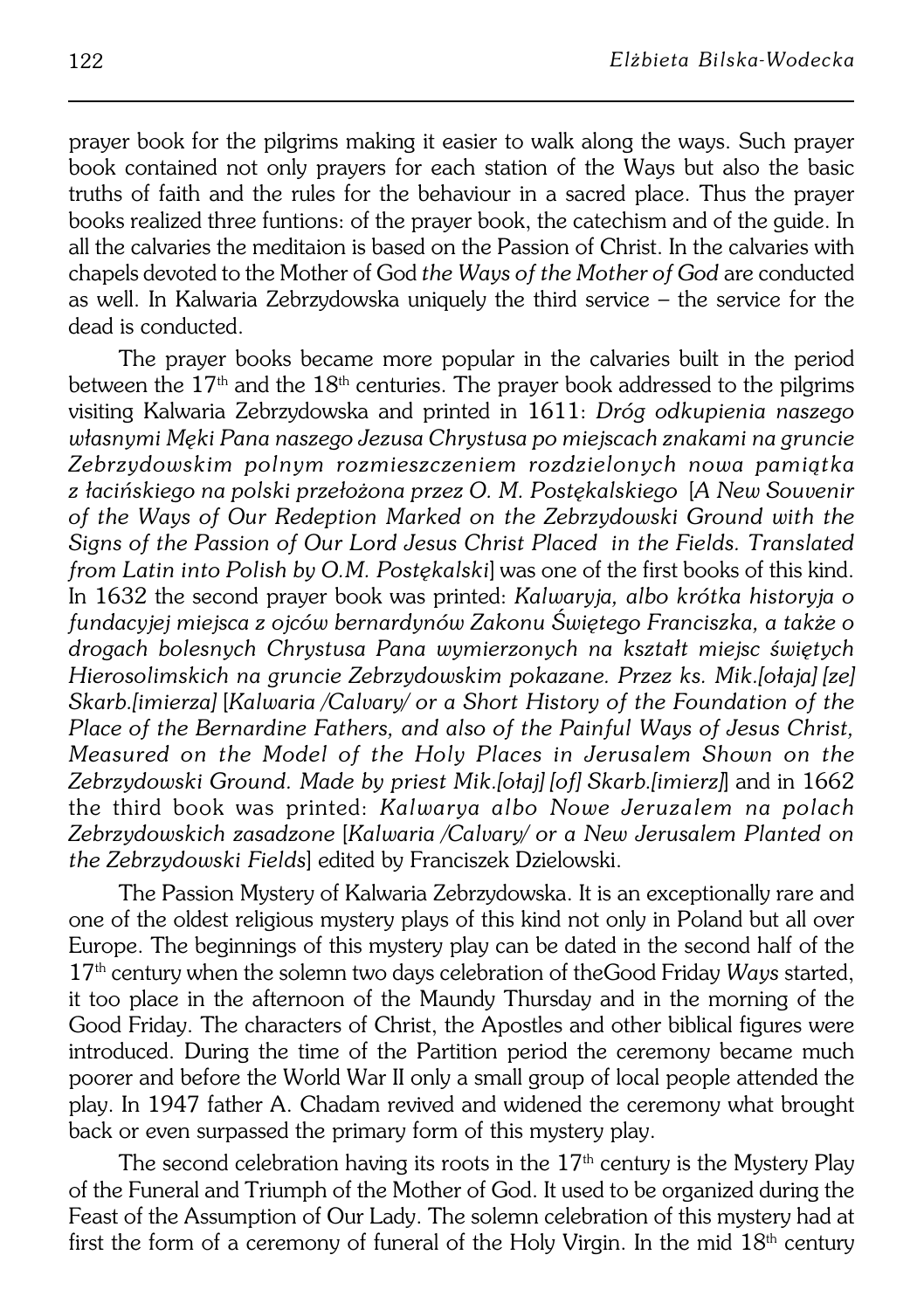prayer book for the pilgrims making it easier to walk along the ways. Such prayer book contained not only prayers for each station of the Ways but also the basic truths of faith and the rules for the behaviour in a sacred place. Thus the prayer books realized three funtions: of the prayer book, the catechism and of the guide. In all the calvaries the meditaion is based on the Passion of Christ. In the calvaries with chapels devoted to the Mother of God *the Ways of the Mother of God* are conducted as well. In Kalwaria Zebrzydowska uniquely the third service – the service for the dead is conducted.

The prayer books became more popular in the calvaries built in the period between the 17th and the 18th centuries. The prayer book addressed to the pilgrims visiting Kalwaria Zebrzydowska and printed in 1611: *Dróg odkupienia naszego własnymi Męki Pana naszego Jezusa Chrystusa po miejscach znakami na gruncie Zebrzydowskim polnym rozmieszczeniem rozdzielonych nowa pamiątka z łacińskiego na polski przełożona przez O. M. Postękalskiego* [*A New Souvenir of the Ways of Our Redeption Marked on the Zebrzydowski Ground with the Signs of the Passion of Our Lord Jesus Christ Placed in the Fields. Translated from Latin into Polish by O.M. Postękalski*] was one of the first books of this kind. In 1632 the second prayer book was printed: *Kalwaryja, albo krótka historyja o fundacyjej miejsca z ojców bernardynów Zakonu Świętego Franciszka, a także o drogach bolesnych Chrystusa Pana wymierzonych na kształt miejsc świętych Hierosolimskich na gruncie Zebrzydowskim pokazane. Przez ks. Mik.[ołaja] [ze] Skarb.[imierza]* [*Kalwaria /Calvary/ or a Short History of the Foundation of the Place of the Bernardine Fathers, and also of the Painful Ways of Jesus Christ, Measured on the Model of the Holy Places in Jerusalem Shown on the Zebrzydowski Ground. Made by priest Mik.[ołaj] [of] Skarb.[imierz]*] and in 1662 the third book was printed: *Kalwarya albo Nowe Jeruzalem na polach Zebrzydowskich zasadzone* [*Kalwaria /Calvary/ or a New Jerusalem Planted on the Zebrzydowski Fields*] edited by Franciszek Dzielowski.

The Passion Mystery of Kalwaria Zebrzydowska. It is an exceptionally rare and one of the oldest religious mystery plays of this kind not only in Poland but all over Europe. The beginnings of this mystery play can be dated in the second half of the 17th century when the solemn two days celebration of theGood Friday *Ways* started, it too place in the afternoon of the Maundy Thursday and in the morning of the Good Friday. The characters of Christ, the Apostles and other biblical figures were introduced. During the time of the Partition period the ceremony became much poorer and before the World War II only a small group of local people attended the play. In 1947 father A. Chadam revived and widened the ceremony what brought back or even surpassed the primary form of this mystery play.

The second celebration having its roots in the 17th century is the Mystery Play of the Funeral and Triumph of the Mother of God. It used to be organized during the Feast of the Assumption of Our Lady. The solemn celebration of this mystery had at first the form of a ceremony of funeral of the Holy Virgin. In the mid 18th century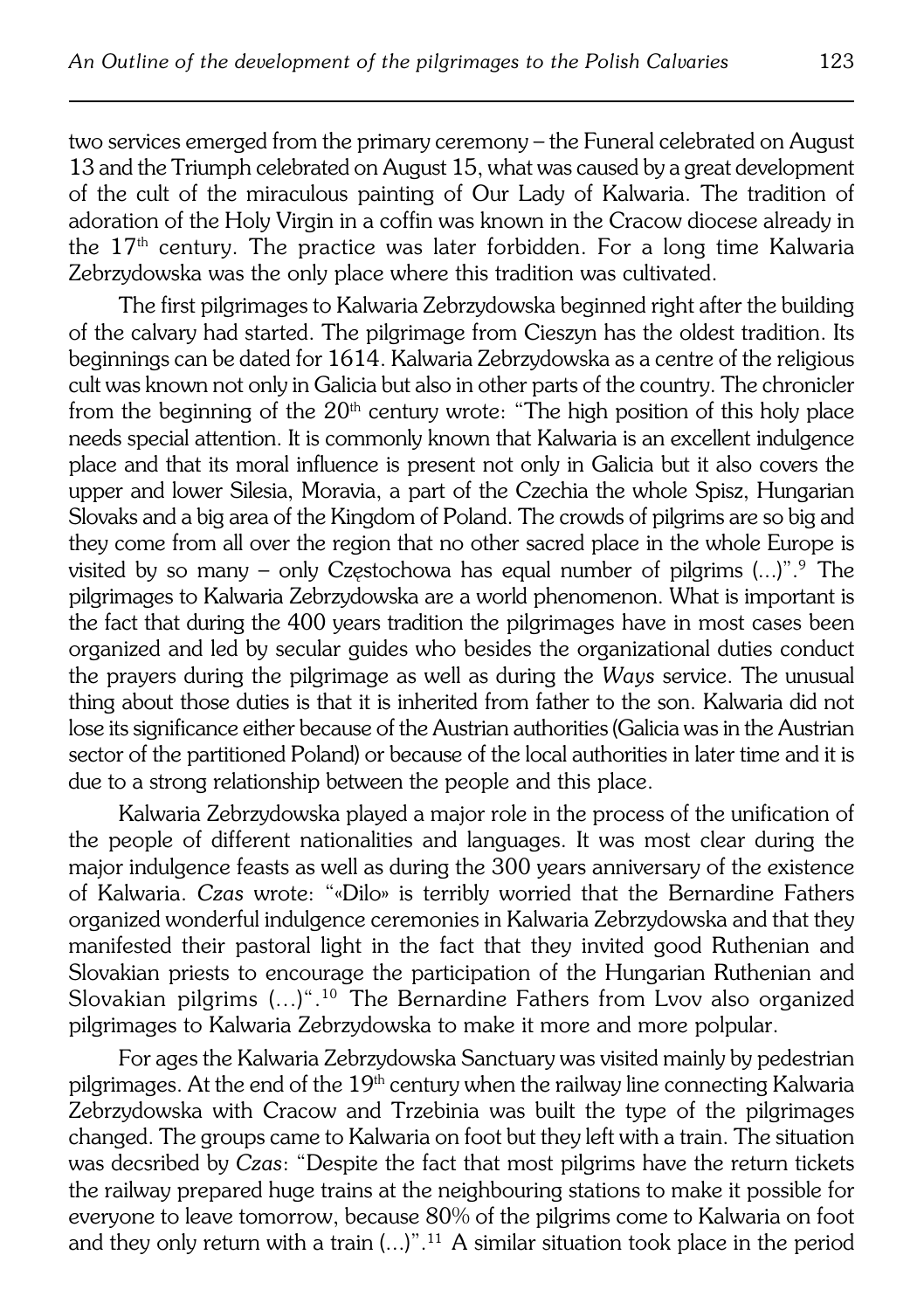two services emerged from the primary ceremony – the Funeral celebrated on August 13 and the Triumph celebrated on August 15, what was caused by a great development of the cult of the miraculous painting of Our Lady of Kalwaria. The tradition of adoration of the Holy Virgin in a coffin was known in the Cracow diocese already in the 17th century. The practice was later forbidden. For a long time Kalwaria Zebrzydowska was the only place where this tradition was cultivated.

The first pilgrimages to Kalwaria Zebrzydowska beginned right after the building of the calvary had started. The pilgrimage from Cieszyn has the oldest tradition. Its beginnings can be dated for 1614. Kalwaria Zebrzydowska as a centre of the religious cult was known not only in Galicia but also in other parts of the country. The chronicler from the beginning of the 20th century wrote: "The high position of this holy place needs special attention. It is commonly known that Kalwaria is an excellent indulgence place and that its moral influence is present not only in Galicia but it also covers the upper and lower Silesia, Moravia, a part of the Czechia the whole Spisz, Hungarian Slovaks and a big area of the Kingdom of Poland. The crowds of pilgrims are so big and they come from all over the region that no other sacred place in the whole Europe is visited by so many – only Częstochowa has equal number of pilgrims (...)".[9] The pilgrimages to Kalwaria Zebrzydowska are a world phenomenon. What is important is the fact that during the 400 years tradition the pilgrimages have in most cases been organized and led by secular guides who besides the organizational duties conduct the prayers during the pilgrimage as well as during the *Ways* service. The unusual thing about those duties is that it is inherited from father to the son. Kalwaria did not lose its significance either because of the Austrian authorities (Galicia was in the Austrian sector of the partitioned Poland) or because of the local authorities in later time and it is due to a strong relationship between the people and this place.

Kalwaria Zebrzydowska played a major role in the process of the unification of the people of different nationalities and languages. It was most clear during the major indulgence feasts as well as during the 300 years anniversary of the existence of Kalwaria. *Czas* wrote: "«Dilo» is terribly worried that the Bernardine Fathers organized wonderful indulgence ceremonies in Kalwaria Zebrzydowska and that they manifested their pastoral light in the fact that they invited good Ruthenian and Slovakian priests to encourage the participation of the Hungarian Ruthenian and Slovakian pilgrims (…)".[10] The Bernardine Fathers from Lvov also organized pilgrimages to Kalwaria Zebrzydowska to make it more and more polpular.

For ages the Kalwaria Zebrzydowska Sanctuary was visited mainly by pedestrian pilgrimages. At the end of the 19th century when the railway line connecting Kalwaria Zebrzydowska with Cracow and Trzebinia was built the type of the pilgrimages changed. The groups came to Kalwaria on foot but they left with a train. The situation was decsribed by *Czas*: "Despite the fact that most pilgrims have the return tickets the railway prepared huge trains at the neighbouring stations to make it possible for everyone to leave tomorrow, because 80% of the pilgrims come to Kalwaria on foot and they only return with a train (...)".[11] A similar situation took place in the period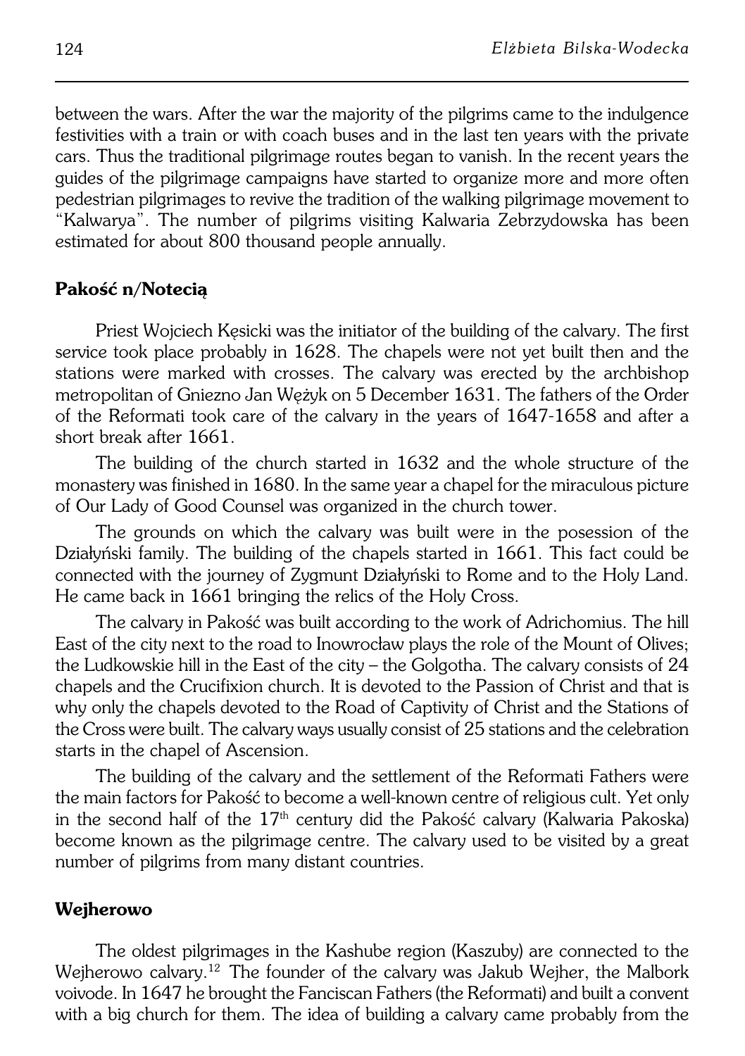between the wars. After the war the majority of the pilgrims came to the indulgence festivities with a train or with coach buses and in the last ten years with the private cars. Thus the traditional pilgrimage routes began to vanish. In the recent years the guides of the pilgrimage campaigns have started to organize more and more often pedestrian pilgrimages to revive the tradition of the walking pilgrimage movement to "Kalwarya". The number of pilgrims visiting Kalwaria Zebrzydowska has been estimated for about 800 thousand people annually.

### Pakość n/Notecią

Priest Wojciech Kęsicki was the initiator of the building of the calvary. The first service took place probably in 1628. The chapels were not yet built then and the stations were marked with crosses. The calvary was erected by the archbishop metropolitan of Gniezno Jan Wężyk on 5 December 1631. The fathers of the Order of the Reformati took care of the calvary in the years of 1647-1658 and after a short break after 1661.

The building of the church started in 1632 and the whole structure of the monastery was finished in 1680. In the same year a chapel for the miraculous picture of Our Lady of Good Counsel was organized in the church tower.

The grounds on which the calvary was built were in the posession of the Działyński family. The building of the chapels started in 1661. This fact could be connected with the journey of Zygmunt Działyński to Rome and to the Holy Land. He came back in 1661 bringing the relics of the Holy Cross.

The calvary in Pakość was built according to the work of Adrichomius. The hill East of the city next to the road to Inowrocław plays the role of the Mount of Olives; the Ludkowskie hill in the East of the city – the Golgotha. The calvary consists of 24 chapels and the Crucifixion church. It is devoted to the Passion of Christ and that is why only the chapels devoted to the Road of Captivity of Christ and the Stations of the Cross were built. The calvary ways usually consist of 25 stations and the celebration starts in the chapel of Ascension.

The building of the calvary and the settlement of the Reformati Fathers were the main factors for Pakość to become a well-known centre of religious cult. Yet only in the second half of the 17th century did the Pakość calvary (Kalwaria Pakoska) become known as the pilgrimage centre. The calvary used to be visited by a great number of pilgrims from many distant countries.

### Wejherowo

The oldest pilgrimages in the Kashube region (Kaszuby) are connected to the Wejherowo calvary.[12] The founder of the calvary was Jakub Wejher, the Malbork voivode. In 1647 he brought the Fanciscan Fathers (the Reformati) and built a convent with a big church for them. The idea of building a calvary came probably from the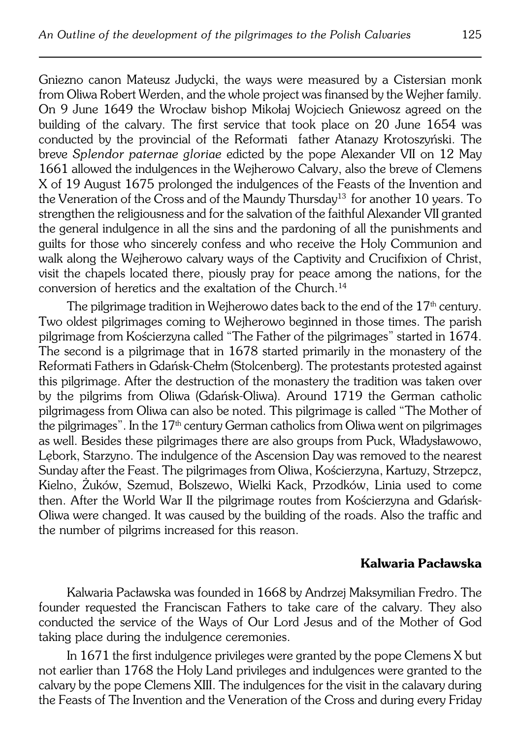Gniezno canon Mateusz Judycki, the ways were measured by a Cistersian monk from Oliwa Robert Werden, and the whole project was finansed by the Wejher family. On 9 June 1649 the Wrocław bishop Mikołaj Wojciech Gniewosz agreed on the building of the calvary. The first service that took place on 20 June 1654 was conducted by the provincial of the Reformati father Atanazy Krotoszyński. The breve *Splendor paternae gloriae* edicted by the pope Alexander VII on 12 May 1661 allowed the indulgences in the Wejherowo Calvary, also the breve of Clemens X of 19 August 1675 prolonged the indulgences of the Feasts of the Invention and the Veneration of the Cross and of the Maundy Thursday[13] for another 10 years. To strengthen the religiousness and for the salvation of the faithful Alexander VII granted the general indulgence in all the sins and the pardoning of all the punishments and guilts for those who sincerely confess and who receive the Holy Communion and walk along the Wejherowo calvary ways of the Captivity and Crucifixion of Christ, visit the chapels located there, piously pray for peace among the nations, for the conversion of heretics and the exaltation of the Church.[14]

The pilgrimage tradition in Wejherowo dates back to the end of the 17th century. Two oldest pilgrimages coming to Wejherowo beginned in those times. The parish pilgrimage from Kościerzyna called "The Father of the pilgrimages" started in 1674. The second is a pilgrimage that in 1678 started primarily in the monastery of the Reformati Fathers in Gdańsk-Chełm (Stolcenberg). The protestants protested against this pilgrimage. After the destruction of the monastery the tradition was taken over by the pilgrims from Oliwa (Gdańsk-Oliwa). Around 1719 the German catholic pilgrimagess from Oliwa can also be noted. This pilgrimage is called "The Mother of the pilgrimages". In the 17th century German catholics from Oliwa went on pilgrimages as well. Besides these pilgrimages there are also groups from Puck, Władysławowo, Lębork, Starzyno. The indulgence of the Ascension Day was removed to the nearest Sunday after the Feast. The pilgrimages from Oliwa, Kościerzyna, Kartuzy, Strzepcz, Kielno, Żuków, Szemud, Bolszewo, Wielki Kack, Przodków, Linia used to come then. After the World War II the pilgrimage routes from Kościerzyna and Gdańsk-Oliwa were changed. It was caused by the building of the roads. Also the traffic and the number of pilgrims increased for this reason.

## Kalwaria Pacławska

Kalwaria Pacławska was founded in 1668 by Andrzej Maksymilian Fredro. The founder requested the Franciscan Fathers to take care of the calvary. They also conducted the service of the Ways of Our Lord Jesus and of the Mother of God taking place during the indulgence ceremonies.

In 1671 the first indulgence privileges were granted by the pope Clemens X but not earlier than 1768 the Holy Land privileges and indulgences were granted to the calvary by the pope Clemens XIII. The indulgences for the visit in the calavary during the Feasts of The Invention and the Veneration of the Cross and during every Friday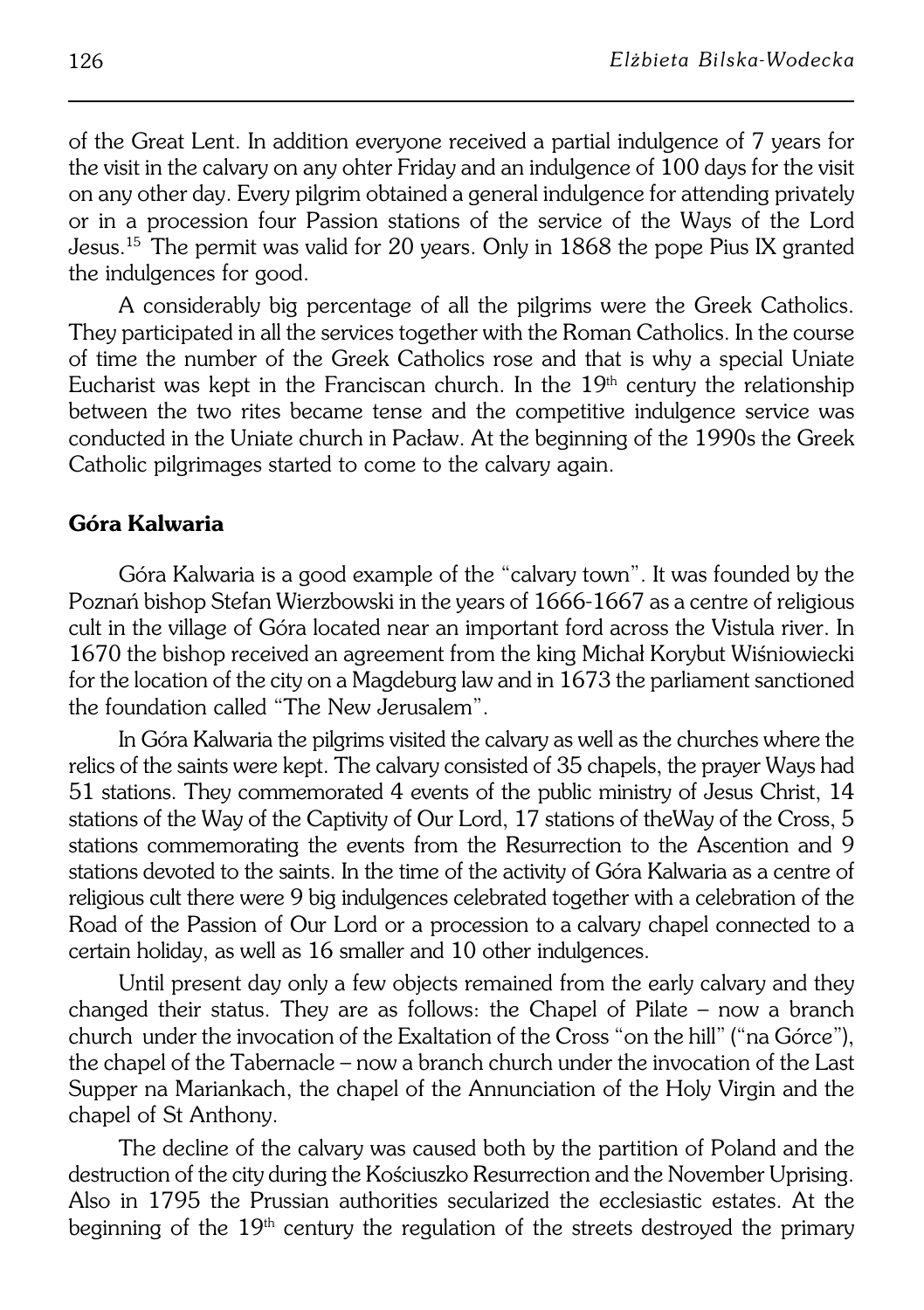of the Great Lent. In addition everyone received a partial indulgence of 7 years for the visit in the calvary on any ohter Friday and an indulgence of 100 days for the visit on any other day. Every pilgrim obtained a general indulgence for attending privately or in a procession four Passion stations of the service of the Ways of the Lord Jesus.[15] The permit was valid for 20 years. Only in 1868 the pope Pius IX granted the indulgences for good.

A considerably big percentage of all the pilgrims were the Greek Catholics. They participated in all the services together with the Roman Catholics. In the course of time the number of the Greek Catholics rose and that is why a special Uniate Eucharist was kept in the Franciscan church. In the 19th century the relationship between the two rites became tense and the competitive indulgence service was conducted in the Uniate church in Pacław. At the beginning of the 1990s the Greek Catholic pilgrimages started to come to the calvary again.

## Góra Kalwaria

Góra Kalwaria is a good example of the "calvary town". It was founded by the Poznań bishop Stefan Wierzbowski in the years of 1666-1667 as a centre of religious cult in the village of Góra located near an important ford across the Vistula river. In 1670 the bishop received an agreement from the king Michał Korybut Wiśniowiecki for the location of the city on a Magdeburg law and in 1673 the parliament sanctioned the foundation called "The New Jerusalem".

In Góra Kalwaria the pilgrims visited the calvary as well as the churches where the relics of the saints were kept. The calvary consisted of 35 chapels, the prayer Ways had 51 stations. They commemorated 4 events of the public ministry of Jesus Christ, 14 stations of the Way of the Captivity of Our Lord, 17 stations of theWay of the Cross, 5 stations commemorating the events from the Resurrection to the Ascention and 9 stations devoted to the saints. In the time of the activity of Góra Kalwaria as a centre of religious cult there were 9 big indulgences celebrated together with a celebration of the Road of the Passion of Our Lord or a procession to a calvary chapel connected to a certain holiday, as well as 16 smaller and 10 other indulgences.

Until present day only a few objects remained from the early calvary and they changed their status. They are as follows: the Chapel of Pilate – now a branch church under the invocation of the Exaltation of the Cross "on the hill" ("na Górce"), the chapel of the Tabernacle – now a branch church under the invocation of the Last Supper na Mariankach, the chapel of the Annunciation of the Holy Virgin and the chapel of St Anthony.

The decline of the calvary was caused both by the partition of Poland and the destruction of the city during the Kościuszko Resurrection and the November Uprising. Also in 1795 the Prussian authorities secularized the ecclesiastic estates. At the beginning of the 19th century the regulation of the streets destroyed the primary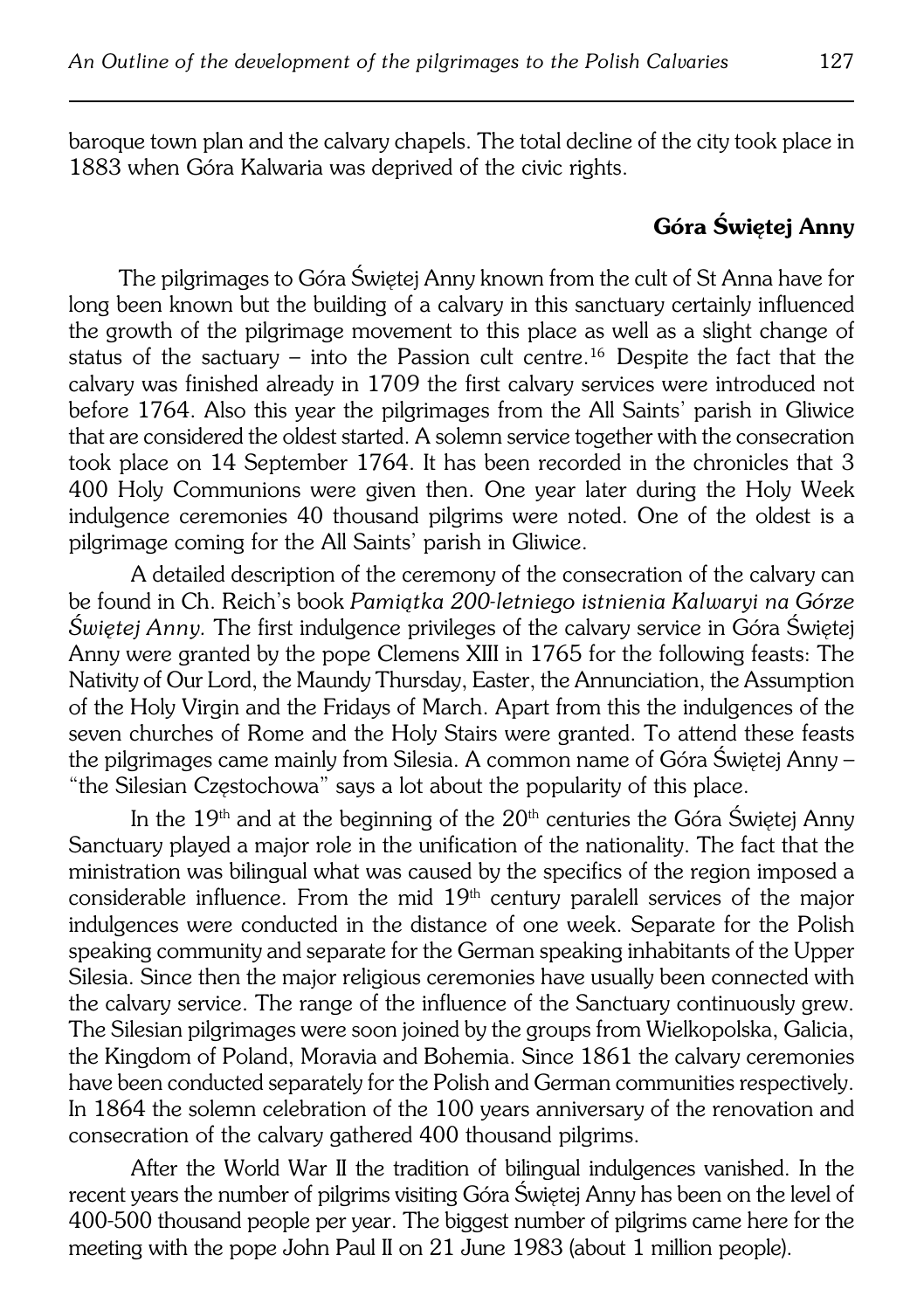baroque town plan and the calvary chapels. The total decline of the city took place in 1883 when Góra Kalwaria was deprived of the civic rights.

## Góra Świętej Anny

The pilgrimages to Góra Świętej Anny known from the cult of St Anna have for long been known but the building of a calvary in this sanctuary certainly influenced the growth of the pilgrimage movement to this place as well as a slight change of status of the sactuary – into the Passion cult centre.[16] Despite the fact that the calvary was finished already in 1709 the first calvary services were introduced not before 1764. Also this year the pilgrimages from the All Saints' parish in Gliwice that are considered the oldest started. A solemn service together with the consecration took place on 14 September 1764. It has been recorded in the chronicles that 3 400 Holy Communions were given then. One year later during the Holy Week indulgence ceremonies 40 thousand pilgrims were noted. One of the oldest is a pilgrimage coming for the All Saints' parish in Gliwice.

A detailed description of the ceremony of the consecration of the calvary can be found in Ch. Reich's book *Pamiątka 200-letniego istnienia Kalwaryi na Górze Świętej Anny.* The first indulgence privileges of the calvary service in Góra Świętej Anny were granted by the pope Clemens XIII in 1765 for the following feasts: The Nativity of Our Lord, the Maundy Thursday, Easter, the Annunciation, the Assumption of the Holy Virgin and the Fridays of March. Apart from this the indulgences of the seven churches of Rome and the Holy Stairs were granted. To attend these feasts the pilgrimages came mainly from Silesia. A common name of Góra Świętej Anny – "the Silesian Częstochowa" says a lot about the popularity of this place.

In the 19th and at the beginning of the 20th centuries the Góra Świętej Anny Sanctuary played a major role in the unification of the nationality. The fact that the ministration was bilingual what was caused by the specifics of the region imposed a considerable influence. From the mid 19th century paralell services of the major indulgences were conducted in the distance of one week. Separate for the Polish speaking community and separate for the German speaking inhabitants of the Upper Silesia. Since then the major religious ceremonies have usually been connected with the calvary service. The range of the influence of the Sanctuary continuously grew. The Silesian pilgrimages were soon joined by the groups from Wielkopolska, Galicia, the Kingdom of Poland, Moravia and Bohemia. Since 1861 the calvary ceremonies have been conducted separately for the Polish and German communities respectively. In 1864 the solemn celebration of the 100 years anniversary of the renovation and consecration of the calvary gathered 400 thousand pilgrims.

After the World War II the tradition of bilingual indulgences vanished. In the recent years the number of pilgrims visiting Góra Świętej Anny has been on the level of 400-500 thousand people per year. The biggest number of pilgrims came here for the meeting with the pope John Paul II on 21 June 1983 (about 1 million people).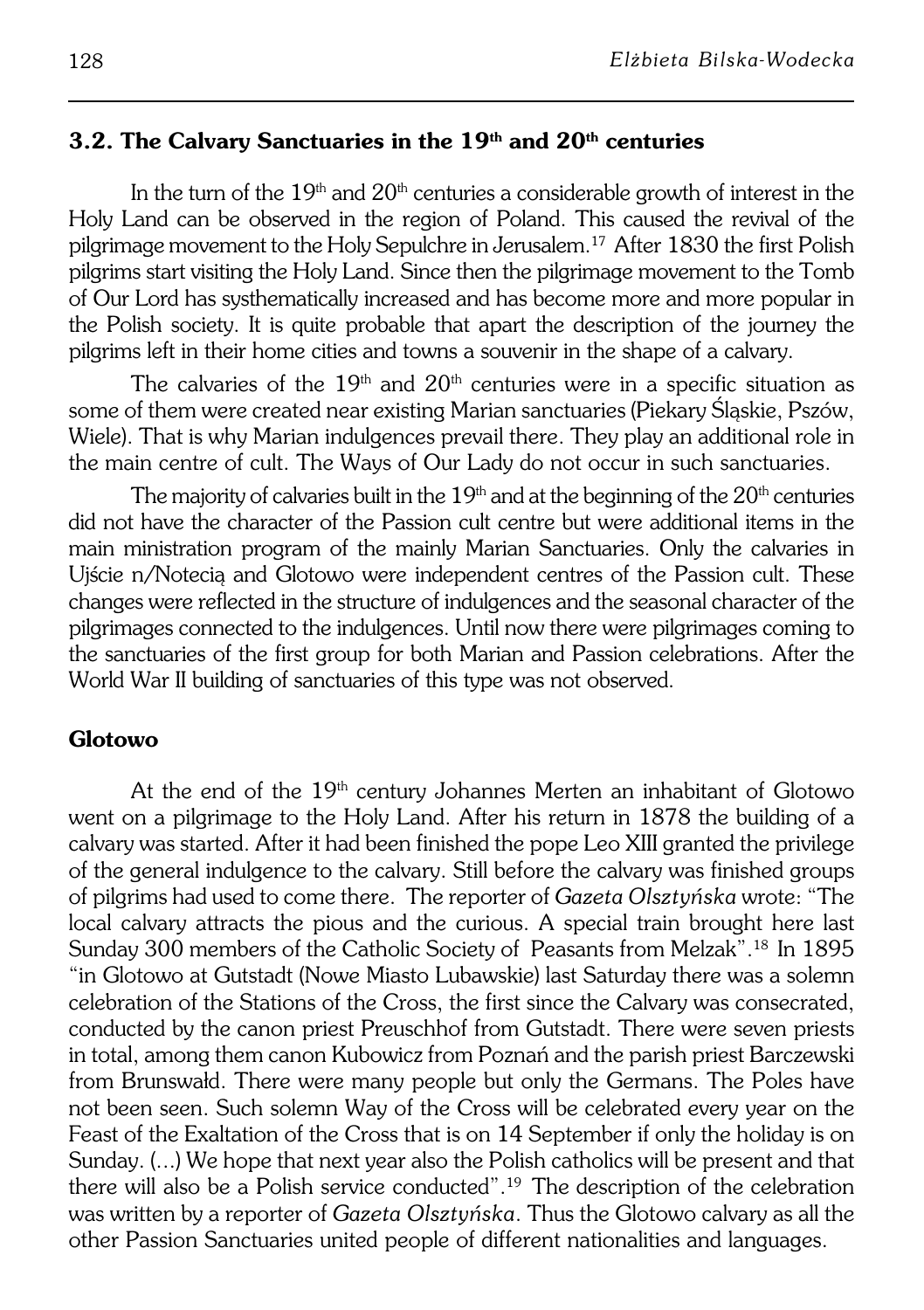## 3.2. The Calvary Sanctuaries in the 19th and 20th centuries

In the turn of the 19th and 20th centuries a considerable growth of interest in the Holy Land can be observed in the region of Poland. This caused the revival of the pilgrimage movement to the Holy Sepulchre in Jerusalem.[17] After 1830 the first Polish pilgrims start visiting the Holy Land. Since then the pilgrimage movement to the Tomb of Our Lord has systhematically increased and has become more and more popular in the Polish society. It is quite probable that apart the description of the journey the pilgrims left in their home cities and towns a souvenir in the shape of a calvary.

The calvaries of the 19th and 20th centuries were in a specific situation as some of them were created near existing Marian sanctuaries (Piekary Śląskie, Pszów, Wiele). That is why Marian indulgences prevail there. They play an additional role in the main centre of cult. The Ways of Our Lady do not occur in such sanctuaries.

The majority of calvaries built in the 19th and at the beginning of the 20th centuries did not have the character of the Passion cult centre but were additional items in the main ministration program of the mainly Marian Sanctuaries. Only the calvaries in Ujście n/Notecią and Glotowo were independent centres of the Passion cult. These changes were reflected in the structure of indulgences and the seasonal character of the pilgrimages connected to the indulgences. Until now there were pilgrimages coming to the sanctuaries of the first group for both Marian and Passion celebrations. After the World War II building of sanctuaries of this type was not observed.

### Glotowo

At the end of the 19th century Johannes Merten an inhabitant of Glotowo went on a pilgrimage to the Holy Land. After his return in 1878 the building of a calvary was started. After it had been finished the pope Leo XIII granted the privilege of the general indulgence to the calvary. Still before the calvary was finished groups of pilgrims had used to come there. The reporter of *Gazeta Olsztyńska* wrote: "The local calvary attracts the pious and the curious. A special train brought here last Sunday 300 members of the Catholic Society of Peasants from Melzak".[18] In 1895 "in Glotowo at Gutstadt (Nowe Miasto Lubawskie) last Saturday there was a solemn celebration of the Stations of the Cross, the first since the Calvary was consecrated, conducted by the canon priest Preuschhof from Gutstadt. There were seven priests in total, among them canon Kubowicz from Poznań and the parish priest Barczewski from Brunswałd. There were many people but only the Germans. The Poles have not been seen. Such solemn Way of the Cross will be celebrated every year on the Feast of the Exaltation of the Cross that is on 14 September if only the holiday is on Sunday. (...) We hope that next year also the Polish catholics will be present and that there will also be a Polish service conducted".[19] The description of the celebration was written by a reporter of *Gazeta Olsztyńska*. Thus the Glotowo calvary as all the other Passion Sanctuaries united people of different nationalities and languages.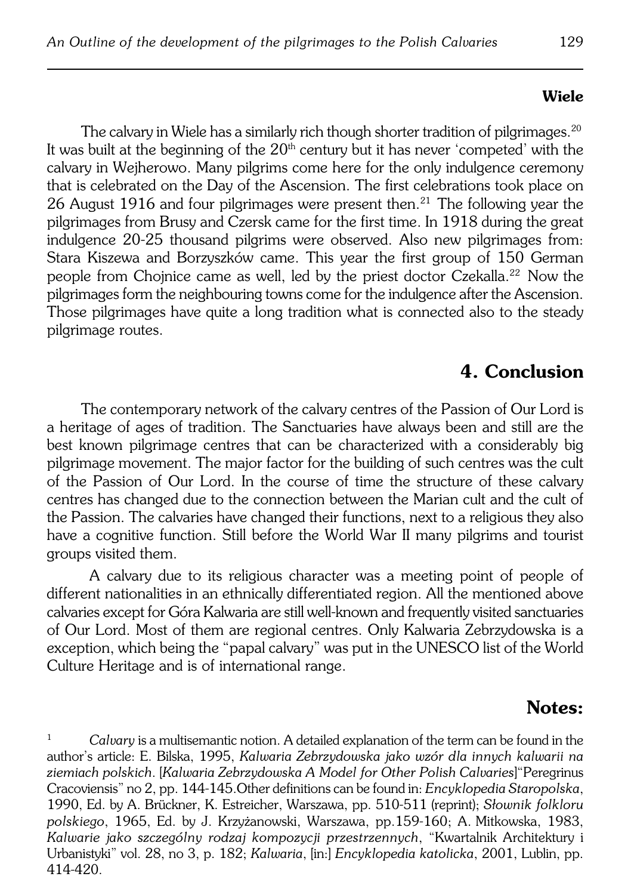### Wiele

The calvary in Wiele has a similarly rich though shorter tradition of pilgrimages.[20] It was built at the beginning of the $20^{th}$ century but it has never 'competed' with the calvary in Wejherowo. Many pilgrims come here for the only indulgence ceremony that is celebrated on the Day of the Ascension. The first celebrations took place on 26 August 1916 and four pilgrimages were present then.[21] The following year the pilgrimages from Brusy and Czersk came for the first time. In 1918 during the great indulgence 20-25 thousand pilgrims were observed. Also new pilgrimages from: Stara Kiszewa and Borzyszków came. This year the first group of 150 German people from Chojnice came as well, led by the priest doctor Czekalla.[22] Now the pilgrimages form the neighbouring towns come for the indulgence after the Ascension. Those pilgrimages have quite a long tradition what is connected also to the steady pilgrimage routes.

## 4. Conclusion

The contemporary network of the calvary centres of the Passion of Our Lord is a heritage of ages of tradition. The Sanctuaries have always been and still are the best known pilgrimage centres that can be characterized with a considerably big pilgrimage movement. The major factor for the building of such centres was the cult of the Passion of Our Lord. In the course of time the structure of these calvary centres has changed due to the connection between the Marian cult and the cult of the Passion. The calvaries have changed their functions, next to a religious they also have a cognitive function. Still before the World War II many pilgrims and tourist groups visited them.

A calvary due to its religious character was a meeting point of people of different nationalities in an ethnically differentiated region. All the mentioned above calvaries except for Góra Kalwaria are still well-known and frequently visited sanctuaries of Our Lord. Most of them are regional centres. Only Kalwaria Zebrzydowska is a exception, which being the "papal calvary" was put in the UNESCO list of the World Culture Heritage and is of international range.

## Notes:

[1] *Calvary* is a multisemantic notion. A detailed explanation of the term can be found in the author's article: E. Bilska, 1995, *Kalwaria Zebrzydowska jako wzór dla innych kalwarii na ziemiach polskich*. [*Kalwaria Zebrzydowska A Model for Other Polish Calvaries*]"Peregrinus Cracoviensis" no 2, pp. 144-145.Other definitions can be found in: *Encyklopedia Staropolska*, 1990, Ed. by A. Brückner, K. Estreicher, Warszawa, pp. 510-511 (reprint); *Słownik folkloru polskiego*, 1965, Ed. by J. Krzyżanowski, Warszawa, pp.159-160; A. Mitkowska, 1983, *Kalwarie jako szczególny rodzaj kompozycji przestrzennych*, "Kwartalnik Architektury i Urbanistyki" vol. 28, no 3, p. 182; *Kalwaria*, [in:] *Encyklopedia katolicka*, 2001, Lublin, pp. 414-420.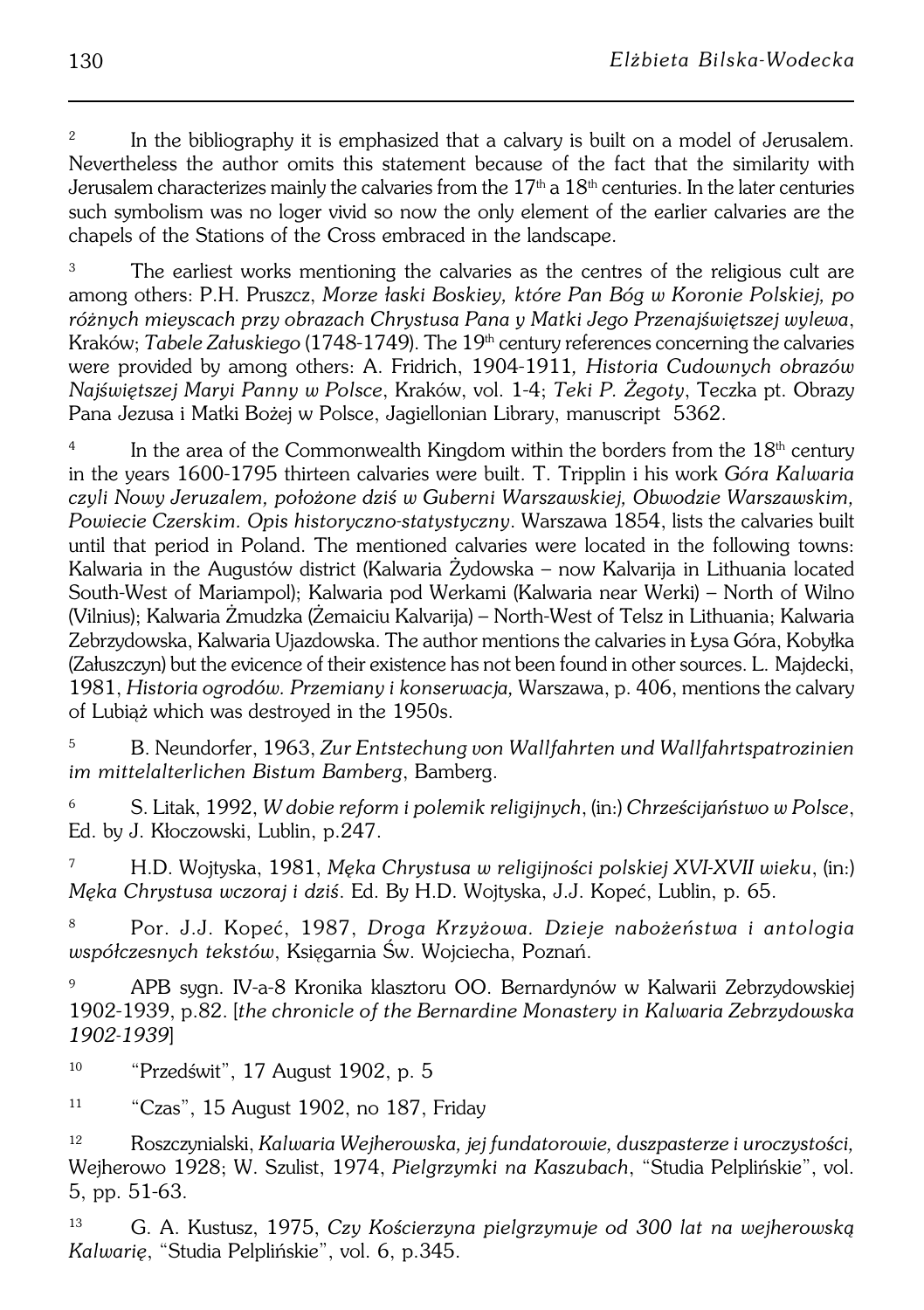[2] In the bibliography it is emphasized that a calvary is built on a model of Jerusalem. Nevertheless the author omits this statement because of the fact that the similarity with Jerusalem characterizes mainly the calvaries from the $17^{th}$ a $18^{th}$ centuries. In the later centuries such symbolism was no loger vivid so now the only element of the earlier calvaries are the chapels of the Stations of the Cross embraced in the landscape.

[3] The earliest works mentioning the calvaries as the centres of the religious cult are among others: P.H. Pruszcz, *Morze łaski Boskiey, które Pan Bóg w Koronie Polskiej, po różnych mieyscach przy obrazach Chrystusa Pana y Matki Jego Przenajświętszej wylewa*, Kraków; *Tabele Załuskiego* (1748-1749). The $19^{th}$ century references concerning the calvaries were provided by among others: A. Fridrich, 1904-1911, *Historia Cudownych obrazów Najświętszej Maryi Panny w Polsce*, Kraków, vol. 1-4; *Teki P. Żegoty*, Teczka pt. Obrazy Pana Jezusa i Matki Bożej w Polsce, Jagiellonian Library, manuscript 5362.

[4] In the area of the Commonwealth Kingdom within the borders from the $18^{th}$ century in the years 1600-1795 thirteen calvaries were built. T. Tripplin i his work *Góra Kalwaria czyli Nowy Jeruzalem, położone dziś w Guberni Warszawskiej, Obwodzie Warszawskim, Powiecie Czerskim. Opis historyczno-statystyczny*. Warszawa 1854, lists the calvaries built until that period in Poland. The mentioned calvaries were located in the following towns: Kalwaria in the Augustów district (Kalwaria Żydowska – now Kalvarija in Lithuania located South-West of Mariampol); Kalwaria pod Werkami (Kalwaria near Werki) – North of Wilno (Vilnius); Kalwaria Żmudzka (Żemaiciu Kalvarija) – North-West of Telsz in Lithuania; Kalwaria Zebrzydowska, Kalwaria Ujazdowska. The author mentions the calvaries in Łysa Góra, Kobyłka (Załuszczyn) but the evicence of their existence has not been found in other sources. L. Majdecki, 1981, *Historia ogrodów. Przemiany i konserwacja,* Warszawa, p. 406, mentions the calvary of Lubiąż which was destroyed in the 1950s.

[5] B. Neundorfer, 1963, *Zur Entstechung von Wallfahrten und Wallfahrtspatrozinien im mittelalterlichen Bistum Bamberg*, Bamberg.

[6] S. Litak, 1992, *W dobie reform i polemik religijnych*, (in:) *Chrześcijaństwo w Polsce*, Ed. by J. Kłoczowski, Lublin, p.247.

[7] H.D. Wojtyska, 1981, *Męka Chrystusa w religijności polskiej XVI-XVII wieku*, (in:) *Męka Chrystusa wczoraj i dziś*. Ed. By H.D. Wojtyska, J.J. Kopeć, Lublin, p. 65.

[8] Por. J.J. Kopeć, 1987, *Droga Krzyżowa. Dzieje nabożeństwa i antologia współczesnych tekstów*, Księgarnia Św. Wojciecha, Poznań.

[9] APB sygn. IV-a-8 Kronika klasztoru OO. Bernardynów w Kalwarii Zebrzydowskiej 1902-1939, p.82. [*the chronicle of the Bernardine Monastery in Kalwaria Zebrzydowska 1902-1939*]

[10] "Przedświt", 17 August 1902, p. 5

[11] "Czas", 15 August 1902, no 187, Friday

[12] Roszczynialski, *Kalwaria Wejherowska, jej fundatorowie, duszpasterze i uroczystości,* Wejherowo 1928; W. Szulist, 1974, *Pielgrzymki na Kaszubach*, "Studia Pelplińskie", vol. 5, pp. 51-63.

[13] G. A. Kustusz, 1975, *Czy Kościerzyna pielgrzymuje od 300 lat na wejherowską Kalwarię*, "Studia Pelplińskie", vol. 6, p.345.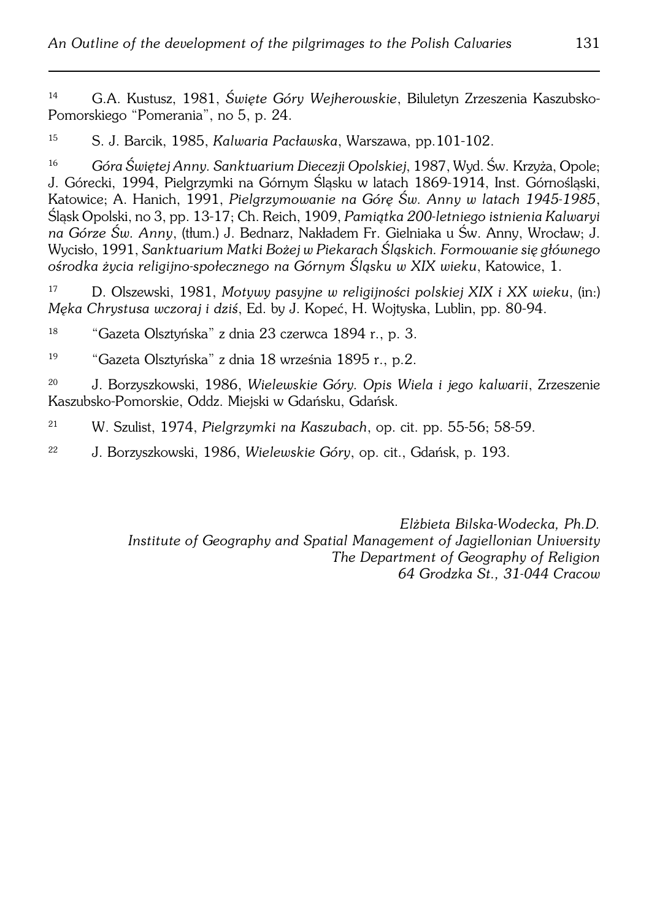[14] G.A. Kustusz, 1981, *Święte Góry Wejherowskie*, Biluletyn Zrzeszenia Kaszubsko-Pomorskiego "Pomerania", no 5, p. 24.

[15] S. J. Barcik, 1985, *Kalwaria Pacławska*, Warszawa, pp.101-102.

[16] *Góra Świętej Anny. Sanktuarium Diecezji Opolskiej*, 1987, Wyd. Św. Krzyża, Opole; J. Górecki, 1994, Pielgrzymki na Górnym Śląsku w latach 1869-1914, Inst. Górnośląski, Katowice; A. Hanich, 1991, *Pielgrzymowanie na Górę Św. Anny w latach 1945-1985*, Śląsk Opolski, no 3, pp. 13-17; Ch. Reich, 1909, *Pamiątka 200-letniego istnienia Kalwaryi na Górze Św. Anny*, (tłum.) J. Bednarz, Nakładem Fr. Gielniaka u Św. Anny, Wrocław; J. Wycisło, 1991, *Sanktuarium Matki Bożej w Piekarach Śląskich. Formowanie się głównego ośrodka życia religijno-społecznego na Górnym Śląsku w XIX wieku*, Katowice, 1.

[17] D. Olszewski, 1981, *Motywy pasyjne w religijności polskiej XIX i XX wieku*, (in:) *Męka Chrystusa wczoraj i dziś*, Ed. by J. Kopeć, H. Wojtyska, Lublin, pp. 80-94.

[18] "Gazeta Olsztyńska" z dnia 23 czerwca 1894 r., p. 3.

[19] "Gazeta Olsztyńska" z dnia 18 września 1895 r., p.2.

[20] J. Borzyszkowski, 1986, *Wielewskie Góry. Opis Wiela i jego kalwarii*, Zrzeszenie Kaszubsko-Pomorskie, Oddz. Miejski w Gdańsku, Gdańsk.

[21] W. Szulist, 1974, *Pielgrzymki na Kaszubach*, op. cit. pp. 55-56; 58-59.

[22] J. Borzyszkowski, 1986, *Wielewskie Góry*, op. cit., Gdańsk, p. 193.

*Elżbieta Bilska-Wodecka, Ph.D.*
*Institute of Geography and Spatial Management of Jagiellonian University*
*The Department of Geography of Religion*
*64 Grodzka St., 31-044 Cracow*